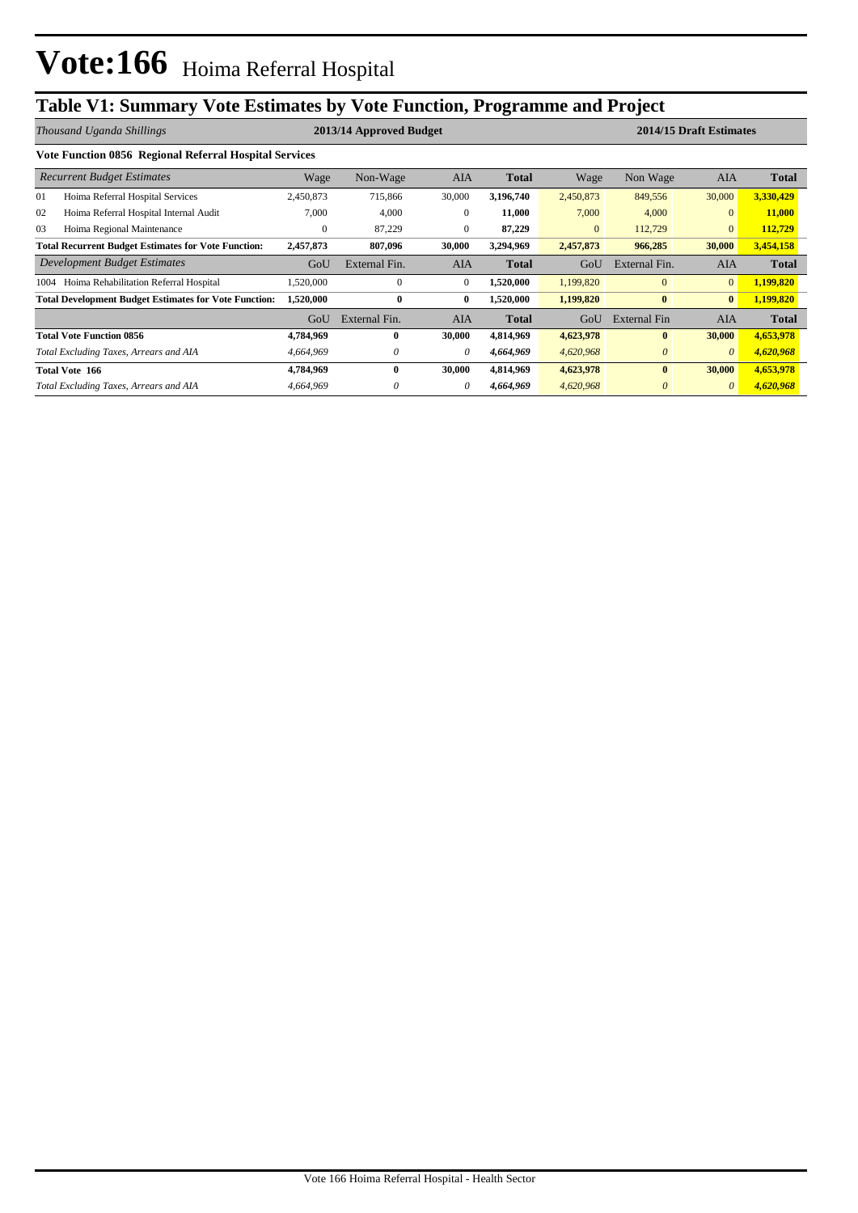# Vote:166 Hoima Referral Hospital

## Table V1: Summary Vote Estimates by Vote Function, Programme and Project

| *Thousand Uganda Shillings* | 2013/14 Approved Budget | | | | 2014/15 Draft Estimates | | | |
|---|---|---|---|---|---|---|---|---|
| **Vote Function 0856 Regional Referral Hospital Services** | | | | | | | | |
| *Recurrent Budget Estimates* | Wage | Non-Wage | AIA | **Total** | Wage | Non Wage | AIA | **Total** |
| 01 Hoima Referral Hospital Services | 2,450,873 | 715,866 | 30,000 | **3,196,740** | 2,450,873 | 849,556 | 30,000 | **3,330,429** |
| 02 Hoima Referral Hospital Internal Audit | 7,000 | 4,000 | 0 | **11,000** | 7,000 | 4,000 | 0 | **11,000** |
| 03 Hoima Regional Maintenance | 0 | 87,229 | 0 | **87,229** | 0 | 112,729 | 0 | **112,729** |
| **Total Recurrent Budget Estimates for Vote Function:** | **2,457,873** | **807,096** | **30,000** | **3,294,969** | **2,457,873** | **966,285** | **30,000** | **3,454,158** |
| *Development Budget Estimates* | GoU | External Fin. | AIA | **Total** | GoU | External Fin. | AIA | **Total** |
| 1004 Hoima Rehabilitation Referral Hospital | 1,520,000 | 0 | 0 | **1,520,000** | 1,199,820 | 0 | 0 | **1,199,820** |
| **Total Development Budget Estimates for Vote Function:** | **1,520,000** | **0** | **0** | **1,520,000** | **1,199,820** | **0** | **0** | **1,199,820** |
| | GoU | External Fin. | AIA | **Total** | GoU | External Fin | AIA | **Total** |
| **Total Vote Function 0856** | **4,784,969** | **0** | **30,000** | **4,814,969** | **4,623,978** | **0** | **30,000** | **4,653,978** |
| *Total Excluding Taxes, Arrears and AIA* | *4,664,969* | *0* | *0* | ***4,664,969*** | *4,620,968* | *0* | *0* | ***4,620,968*** |
| **Total Vote 166** | **4,784,969** | **0** | **30,000** | **4,814,969** | **4,623,978** | **0** | **30,000** | **4,653,978** |
| *Total Excluding Taxes, Arrears and AIA* | *4,664,969* | *0* | *0* | ***4,664,969*** | *4,620,968* | *0* | *0* | ***4,620,968*** |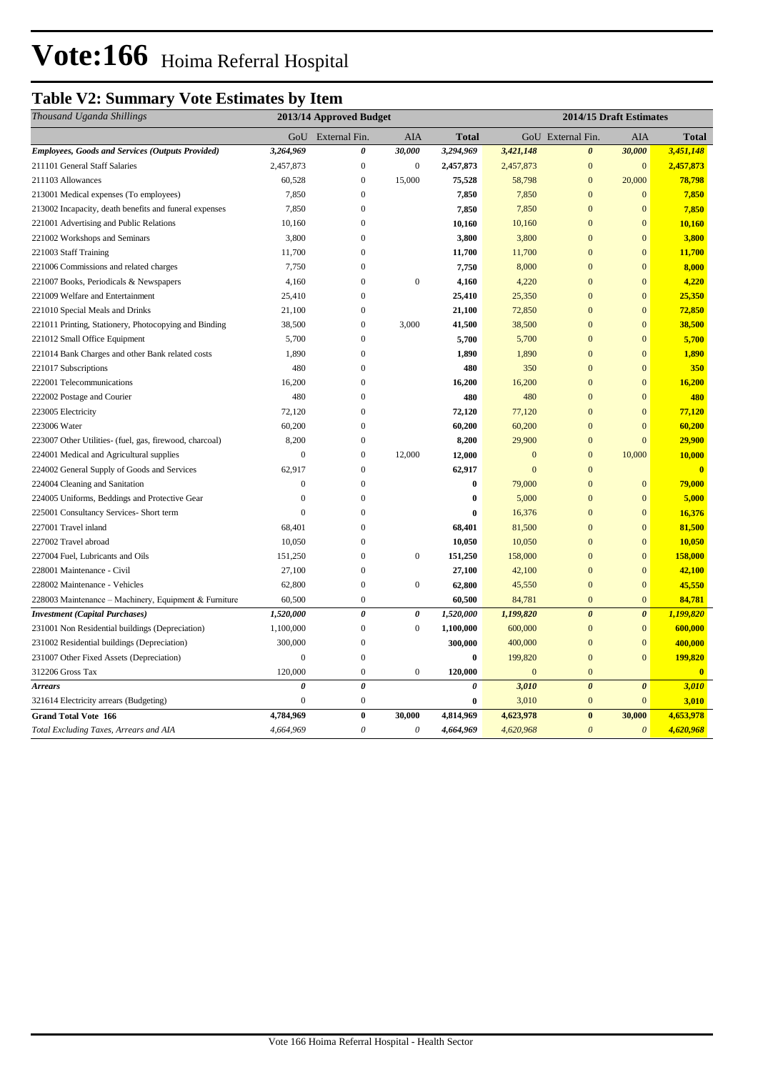# Vote:166 Hoima Referral Hospital

## Table V2: Summary Vote Estimates by Item

| *Thousand Uganda Shillings* | 2013/14 Approved Budget | | | | 2014/15 Draft Estimates | | | |
|---|---|---|---|---|---|---|---|---|
| | GoU | External Fin. | AIA | Total | GoU | External Fin. | AIA | Total |
| ***Employees, Goods and Services (Outputs Provided)*** | ***3,264,969*** | ***0*** | ***30,000*** | ***3,294,969*** | ***3,421,148*** | ***0*** | ***30,000*** | ***3,451,148*** |
| 211101 General Staff Salaries | 2,457,873 | 0 | 0 | **2,457,873** | 2,457,873 | 0 | 0 | **2,457,873** |
| 211103 Allowances | 60,528 | 0 | 15,000 | **75,528** | 58,798 | 0 | 20,000 | **78,798** |
| 213001 Medical expenses (To employees) | 7,850 | 0 | | **7,850** | 7,850 | 0 | 0 | **7,850** |
| 213002 Incapacity, death benefits and funeral expenses | 7,850 | 0 | | **7,850** | 7,850 | 0 | 0 | **7,850** |
| 221001 Advertising and Public Relations | 10,160 | 0 | | **10,160** | 10,160 | 0 | 0 | **10,160** |
| 221002 Workshops and Seminars | 3,800 | 0 | | **3,800** | 3,800 | 0 | 0 | **3,800** |
| 221003 Staff Training | 11,700 | 0 | | **11,700** | 11,700 | 0 | 0 | **11,700** |
| 221006 Commissions and related charges | 7,750 | 0 | | **7,750** | 8,000 | 0 | 0 | **8,000** |
| 221007 Books, Periodicals & Newspapers | 4,160 | 0 | 0 | **4,160** | 4,220 | 0 | 0 | **4,220** |
| 221009 Welfare and Entertainment | 25,410 | 0 | | **25,410** | 25,350 | 0 | 0 | **25,350** |
| 221010 Special Meals and Drinks | 21,100 | 0 | | **21,100** | 72,850 | 0 | 0 | **72,850** |
| 221011 Printing, Stationery, Photocopying and Binding | 38,500 | 0 | 3,000 | **41,500** | 38,500 | 0 | 0 | **38,500** |
| 221012 Small Office Equipment | 5,700 | 0 | | **5,700** | 5,700 | 0 | 0 | **5,700** |
| 221014 Bank Charges and other Bank related costs | 1,890 | 0 | | **1,890** | 1,890 | 0 | 0 | **1,890** |
| 221017 Subscriptions | 480 | 0 | | **480** | 350 | 0 | 0 | **350** |
| 222001 Telecommunications | 16,200 | 0 | | **16,200** | 16,200 | 0 | 0 | **16,200** |
| 222002 Postage and Courier | 480 | 0 | | **480** | 480 | 0 | 0 | **480** |
| 223005 Electricity | 72,120 | 0 | | **72,120** | 77,120 | 0 | 0 | **77,120** |
| 223006 Water | 60,200 | 0 | | **60,200** | 60,200 | 0 | 0 | **60,200** |
| 223007 Other Utilities- (fuel, gas, firewood, charcoal) | 8,200 | 0 | | **8,200** | 29,900 | 0 | 0 | **29,900** |
| 224001 Medical and Agricultural supplies | 0 | 0 | 12,000 | **12,000** | 0 | 0 | 10,000 | **10,000** |
| 224002 General Supply of Goods and Services | 62,917 | 0 | | **62,917** | 0 | 0 | | **0** |
| 224004 Cleaning and Sanitation | 0 | 0 | | **0** | 79,000 | 0 | 0 | **79,000** |
| 224005 Uniforms, Beddings and Protective Gear | 0 | 0 | | **0** | 5,000 | 0 | 0 | **5,000** |
| 225001 Consultancy Services- Short term | 0 | 0 | | **0** | 16,376 | 0 | 0 | **16,376** |
| 227001 Travel inland | 68,401 | 0 | | **68,401** | 81,500 | 0 | 0 | **81,500** |
| 227002 Travel abroad | 10,050 | 0 | | **10,050** | 10,050 | 0 | 0 | **10,050** |
| 227004 Fuel, Lubricants and Oils | 151,250 | 0 | 0 | **151,250** | 158,000 | 0 | 0 | **158,000** |
| 228001 Maintenance - Civil | 27,100 | 0 | | **27,100** | 42,100 | 0 | 0 | **42,100** |
| 228002 Maintenance - Vehicles | 62,800 | 0 | 0 | **62,800** | 45,550 | 0 | 0 | **45,550** |
| 228003 Maintenance – Machinery, Equipment & Furniture | 60,500 | 0 | | **60,500** | 84,781 | 0 | 0 | **84,781** |
| ***Investment (Capital Purchases)*** | ***1,520,000*** | ***0*** | ***0*** | ***1,520,000*** | ***1,199,820*** | ***0*** | ***0*** | ***1,199,820*** |
| 231001 Non Residential buildings (Depreciation) | 1,100,000 | 0 | 0 | **1,100,000** | 600,000 | 0 | 0 | **600,000** |
| 231002 Residential buildings (Depreciation) | 300,000 | 0 | | **300,000** | 400,000 | 0 | 0 | **400,000** |
| 231007 Other Fixed Assets (Depreciation) | 0 | 0 | | **0** | 199,820 | 0 | 0 | **199,820** |
| 312206 Gross Tax | 120,000 | 0 | 0 | **120,000** | 0 | 0 | | **0** |
| ***Arrears*** | ***0*** | ***0*** | | ***0*** | ***3,010*** | ***0*** | ***0*** | ***3,010*** |
| 321614 Electricity arrears (Budgeting) | 0 | 0 | | **0** | 3,010 | 0 | 0 | **3,010** |
| **Grand Total Vote 166** | **4,784,969** | **0** | **30,000** | **4,814,969** | **4,623,978** | **0** | **30,000** | **4,653,978** |
| *Total Excluding Taxes, Arrears and AIA* | *4,664,969* | *0* | *0* | *4,664,969* | *4,620,968* | *0* | *0* | *4,620,968* |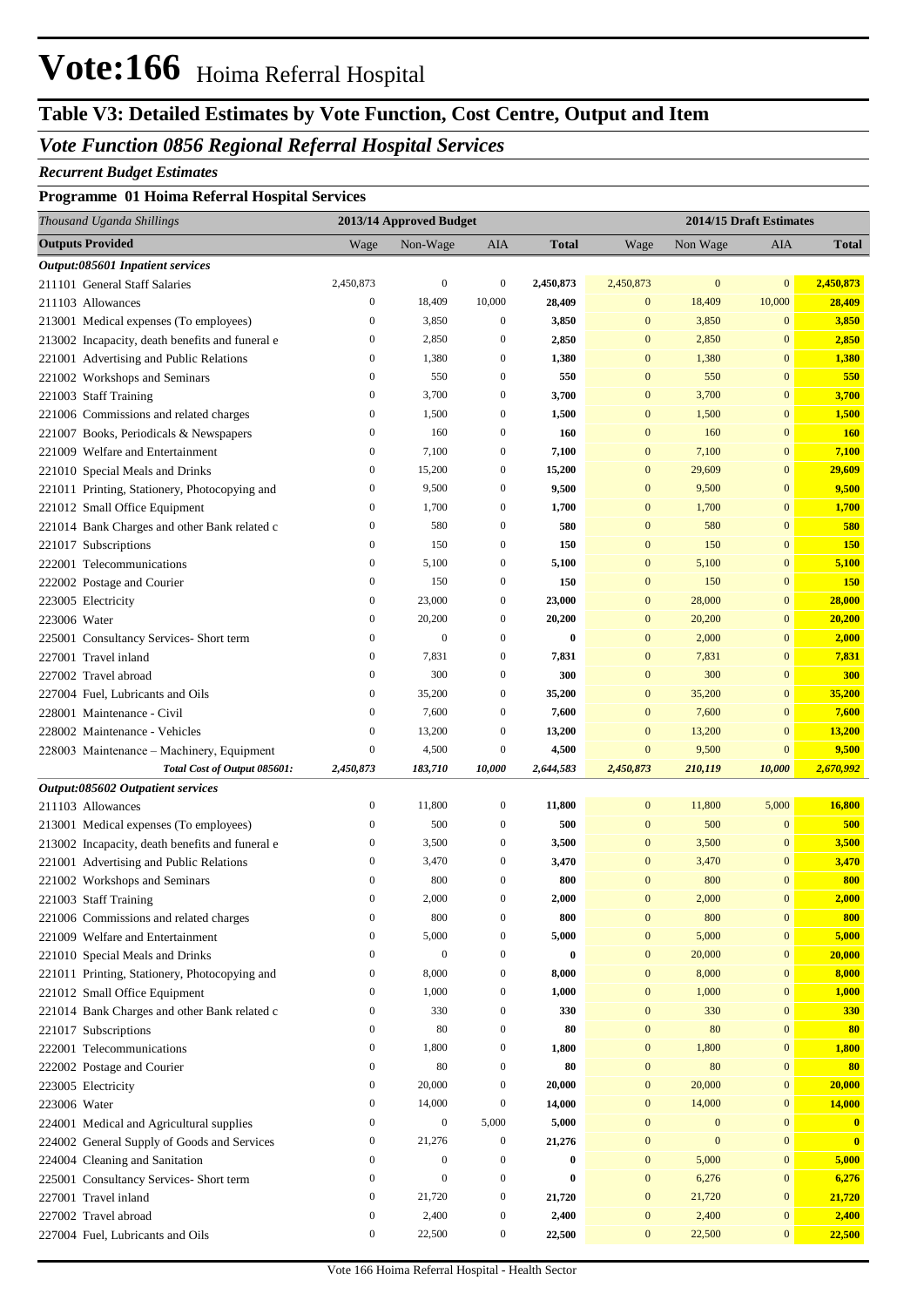# Vote:166 Hoima Referral Hospital

## Table V3: Detailed Estimates by Vote Function, Cost Centre, Output and Item

### *Vote Function 0856 Regional Referral Hospital Services*

***Recurrent Budget Estimates***

**Programme 01 Hoima Referral Hospital Services**

| *Thousand Uganda Shillings* | 2013/14 Approved Budget | | | | 2014/15 Draft Estimates | | | |
|---|---|---|---|---|---|---|---|---|
| **Outputs Provided** | Wage | Non-Wage | AIA | **Total** | Wage | Non Wage | AIA | **Total** |
| ***Output:085601 Inpatient services*** | | | | | | | | |
| 211101 General Staff Salaries | 2,450,873 | 0 | 0 | **2,450,873** | 2,450,873 | 0 | 0 | **2,450,873** |
| 211103 Allowances | 0 | 18,409 | 10,000 | **28,409** | 0 | 18,409 | 10,000 | **28,409** |
| 213001 Medical expenses (To employees) | 0 | 3,850 | 0 | **3,850** | 0 | 3,850 | 0 | **3,850** |
| 213002 Incapacity, death benefits and funeral e | 0 | 2,850 | 0 | **2,850** | 0 | 2,850 | 0 | **2,850** |
| 221001 Advertising and Public Relations | 0 | 1,380 | 0 | **1,380** | 0 | 1,380 | 0 | **1,380** |
| 221002 Workshops and Seminars | 0 | 550 | 0 | **550** | 0 | 550 | 0 | **550** |
| 221003 Staff Training | 0 | 3,700 | 0 | **3,700** | 0 | 3,700 | 0 | **3,700** |
| 221006 Commissions and related charges | 0 | 1,500 | 0 | **1,500** | 0 | 1,500 | 0 | **1,500** |
| 221007 Books, Periodicals & Newspapers | 0 | 160 | 0 | **160** | 0 | 160 | 0 | **160** |
| 221009 Welfare and Entertainment | 0 | 7,100 | 0 | **7,100** | 0 | 7,100 | 0 | **7,100** |
| 221010 Special Meals and Drinks | 0 | 15,200 | 0 | **15,200** | 0 | 29,609 | 0 | **29,609** |
| 221011 Printing, Stationery, Photocopying and | 0 | 9,500 | 0 | **9,500** | 0 | 9,500 | 0 | **9,500** |
| 221012 Small Office Equipment | 0 | 1,700 | 0 | **1,700** | 0 | 1,700 | 0 | **1,700** |
| 221014 Bank Charges and other Bank related c | 0 | 580 | 0 | **580** | 0 | 580 | 0 | **580** |
| 221017 Subscriptions | 0 | 150 | 0 | **150** | 0 | 150 | 0 | **150** |
| 222001 Telecommunications | 0 | 5,100 | 0 | **5,100** | 0 | 5,100 | 0 | **5,100** |
| 222002 Postage and Courier | 0 | 150 | 0 | **150** | 0 | 150 | 0 | **150** |
| 223005 Electricity | 0 | 23,000 | 0 | **23,000** | 0 | 28,000 | 0 | **28,000** |
| 223006 Water | 0 | 20,200 | 0 | **20,200** | 0 | 20,200 | 0 | **20,200** |
| 225001 Consultancy Services- Short term | 0 | 0 | 0 | **0** | 0 | 2,000 | 0 | **2,000** |
| 227001 Travel inland | 0 | 7,831 | 0 | **7,831** | 0 | 7,831 | 0 | **7,831** |
| 227002 Travel abroad | 0 | 300 | 0 | **300** | 0 | 300 | 0 | **300** |
| 227004 Fuel, Lubricants and Oils | 0 | 35,200 | 0 | **35,200** | 0 | 35,200 | 0 | **35,200** |
| 228001 Maintenance - Civil | 0 | 7,600 | 0 | **7,600** | 0 | 7,600 | 0 | **7,600** |
| 228002 Maintenance - Vehicles | 0 | 13,200 | 0 | **13,200** | 0 | 13,200 | 0 | **13,200** |
| 228003 Maintenance – Machinery, Equipment | 0 | 4,500 | 0 | **4,500** | 0 | 9,500 | 0 | **9,500** |
| ***Total Cost of Output 085601:*** | ***2,450,873*** | ***183,710*** | ***10,000*** | ***2,644,583*** | ***2,450,873*** | ***210,119*** | ***10,000*** | ***2,670,992*** |
| ***Output:085602 Outpatient services*** | | | | | | | | |
| 211103 Allowances | 0 | 11,800 | 0 | **11,800** | 0 | 11,800 | 5,000 | **16,800** |
| 213001 Medical expenses (To employees) | 0 | 500 | 0 | **500** | 0 | 500 | 0 | **500** |
| 213002 Incapacity, death benefits and funeral e | 0 | 3,500 | 0 | **3,500** | 0 | 3,500 | 0 | **3,500** |
| 221001 Advertising and Public Relations | 0 | 3,470 | 0 | **3,470** | 0 | 3,470 | 0 | **3,470** |
| 221002 Workshops and Seminars | 0 | 800 | 0 | **800** | 0 | 800 | 0 | **800** |
| 221003 Staff Training | 0 | 2,000 | 0 | **2,000** | 0 | 2,000 | 0 | **2,000** |
| 221006 Commissions and related charges | 0 | 800 | 0 | **800** | 0 | 800 | 0 | **800** |
| 221009 Welfare and Entertainment | 0 | 5,000 | 0 | **5,000** | 0 | 5,000 | 0 | **5,000** |
| 221010 Special Meals and Drinks | 0 | 0 | 0 | **0** | 0 | 20,000 | 0 | **20,000** |
| 221011 Printing, Stationery, Photocopying and | 0 | 8,000 | 0 | **8,000** | 0 | 8,000 | 0 | **8,000** |
| 221012 Small Office Equipment | 0 | 1,000 | 0 | **1,000** | 0 | 1,000 | 0 | **1,000** |
| 221014 Bank Charges and other Bank related c | 0 | 330 | 0 | **330** | 0 | 330 | 0 | **330** |
| 221017 Subscriptions | 0 | 80 | 0 | **80** | 0 | 80 | 0 | **80** |
| 222001 Telecommunications | 0 | 1,800 | 0 | **1,800** | 0 | 1,800 | 0 | **1,800** |
| 222002 Postage and Courier | 0 | 80 | 0 | **80** | 0 | 80 | 0 | **80** |
| 223005 Electricity | 0 | 20,000 | 0 | **20,000** | 0 | 20,000 | 0 | **20,000** |
| 223006 Water | 0 | 14,000 | 0 | **14,000** | 0 | 14,000 | 0 | **14,000** |
| 224001 Medical and Agricultural supplies | 0 | 0 | 5,000 | **5,000** | 0 | 0 | 0 | **0** |
| 224002 General Supply of Goods and Services | 0 | 21,276 | 0 | **21,276** | 0 | 0 | 0 | **0** |
| 224004 Cleaning and Sanitation | 0 | 0 | 0 | **0** | 0 | 5,000 | 0 | **5,000** |
| 225001 Consultancy Services- Short term | 0 | 0 | 0 | **0** | 0 | 6,276 | 0 | **6,276** |
| 227001 Travel inland | 0 | 21,720 | 0 | **21,720** | 0 | 21,720 | 0 | **21,720** |
| 227002 Travel abroad | 0 | 2,400 | 0 | **2,400** | 0 | 2,400 | 0 | **2,400** |
| 227004 Fuel, Lubricants and Oils | 0 | 22,500 | 0 | **22,500** | 0 | 22,500 | 0 | **22,500** |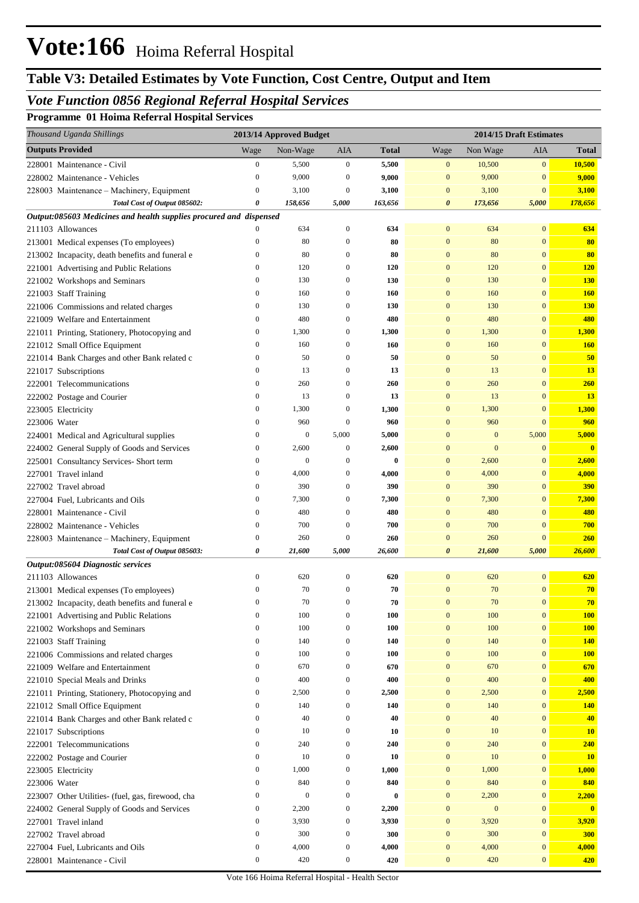# Vote:166 Hoima Referral Hospital

## Table V3: Detailed Estimates by Vote Function, Cost Centre, Output and Item

### *Vote Function 0856 Regional Referral Hospital Services*

**Programme 01 Hoima Referral Hospital Services**

| *Thousand Uganda Shillings* | 2013/14 Approved Budget | | | | 2014/15 Draft Estimates | | | |
|---|---|---|---|---|---|---|---|---|
| **Outputs Provided** | Wage | Non-Wage | AIA | **Total** | Wage | Non Wage | AIA | **Total** |
| 228001 Maintenance - Civil | 0 | 5,500 | 0 | **5,500** | 0 | 10,500 | 0 | **10,500** |
| 228002 Maintenance - Vehicles | 0 | 9,000 | 0 | **9,000** | 0 | 9,000 | 0 | **9,000** |
| 228003 Maintenance – Machinery, Equipment | 0 | 3,100 | 0 | **3,100** | 0 | 3,100 | 0 | **3,100** |
| ***Total Cost of Output 085602:*** | ***0*** | ***158,656*** | ***5,000*** | ***163,656*** | ***0*** | ***173,656*** | ***5,000*** | ***178,656*** |
| ***Output:085603 Medicines and health supplies procured and dispensed*** | | | | | | | | |
| 211103 Allowances | 0 | 634 | 0 | **634** | 0 | 634 | 0 | **634** |
| 213001 Medical expenses (To employees) | 0 | 80 | 0 | **80** | 0 | 80 | 0 | **80** |
| 213002 Incapacity, death benefits and funeral e | 0 | 80 | 0 | **80** | 0 | 80 | 0 | **80** |
| 221001 Advertising and Public Relations | 0 | 120 | 0 | **120** | 0 | 120 | 0 | **120** |
| 221002 Workshops and Seminars | 0 | 130 | 0 | **130** | 0 | 130 | 0 | **130** |
| 221003 Staff Training | 0 | 160 | 0 | **160** | 0 | 160 | 0 | **160** |
| 221006 Commissions and related charges | 0 | 130 | 0 | **130** | 0 | 130 | 0 | **130** |
| 221009 Welfare and Entertainment | 0 | 480 | 0 | **480** | 0 | 480 | 0 | **480** |
| 221011 Printing, Stationery, Photocopying and | 0 | 1,300 | 0 | **1,300** | 0 | 1,300 | 0 | **1,300** |
| 221012 Small Office Equipment | 0 | 160 | 0 | **160** | 0 | 160 | 0 | **160** |
| 221014 Bank Charges and other Bank related c | 0 | 50 | 0 | **50** | 0 | 50 | 0 | **50** |
| 221017 Subscriptions | 0 | 13 | 0 | **13** | 0 | 13 | 0 | **13** |
| 222001 Telecommunications | 0 | 260 | 0 | **260** | 0 | 260 | 0 | **260** |
| 222002 Postage and Courier | 0 | 13 | 0 | **13** | 0 | 13 | 0 | **13** |
| 223005 Electricity | 0 | 1,300 | 0 | **1,300** | 0 | 1,300 | 0 | **1,300** |
| 223006 Water | 0 | 960 | 0 | **960** | 0 | 960 | 0 | **960** |
| 224001 Medical and Agricultural supplies | 0 | 0 | 5,000 | **5,000** | 0 | 0 | 5,000 | **5,000** |
| 224002 General Supply of Goods and Services | 0 | 2,600 | 0 | **2,600** | 0 | 0 | 0 | **0** |
| 225001 Consultancy Services- Short term | 0 | 0 | 0 | **0** | 0 | 2,600 | 0 | **2,600** |
| 227001 Travel inland | 0 | 4,000 | 0 | **4,000** | 0 | 4,000 | 0 | **4,000** |
| 227002 Travel abroad | 0 | 390 | 0 | **390** | 0 | 390 | 0 | **390** |
| 227004 Fuel, Lubricants and Oils | 0 | 7,300 | 0 | **7,300** | 0 | 7,300 | 0 | **7,300** |
| 228001 Maintenance - Civil | 0 | 480 | 0 | **480** | 0 | 480 | 0 | **480** |
| 228002 Maintenance - Vehicles | 0 | 700 | 0 | **700** | 0 | 700 | 0 | **700** |
| 228003 Maintenance – Machinery, Equipment | 0 | 260 | 0 | **260** | 0 | 260 | 0 | **260** |
| ***Total Cost of Output 085603:*** | ***0*** | ***21,600*** | ***5,000*** | ***26,600*** | ***0*** | ***21,600*** | ***5,000*** | ***26,600*** |
| ***Output:085604 Diagnostic services*** | | | | | | | | |
| 211103 Allowances | 0 | 620 | 0 | **620** | 0 | 620 | 0 | **620** |
| 213001 Medical expenses (To employees) | 0 | 70 | 0 | **70** | 0 | 70 | 0 | **70** |
| 213002 Incapacity, death benefits and funeral e | 0 | 70 | 0 | **70** | 0 | 70 | 0 | **70** |
| 221001 Advertising and Public Relations | 0 | 100 | 0 | **100** | 0 | 100 | 0 | **100** |
| 221002 Workshops and Seminars | 0 | 100 | 0 | **100** | 0 | 100 | 0 | **100** |
| 221003 Staff Training | 0 | 140 | 0 | **140** | 0 | 140 | 0 | **140** |
| 221006 Commissions and related charges | 0 | 100 | 0 | **100** | 0 | 100 | 0 | **100** |
| 221009 Welfare and Entertainment | 0 | 670 | 0 | **670** | 0 | 670 | 0 | **670** |
| 221010 Special Meals and Drinks | 0 | 400 | 0 | **400** | 0 | 400 | 0 | **400** |
| 221011 Printing, Stationery, Photocopying and | 0 | 2,500 | 0 | **2,500** | 0 | 2,500 | 0 | **2,500** |
| 221012 Small Office Equipment | 0 | 140 | 0 | **140** | 0 | 140 | 0 | **140** |
| 221014 Bank Charges and other Bank related c | 0 | 40 | 0 | **40** | 0 | 40 | 0 | **40** |
| 221017 Subscriptions | 0 | 10 | 0 | **10** | 0 | 10 | 0 | **10** |
| 222001 Telecommunications | 0 | 240 | 0 | **240** | 0 | 240 | 0 | **240** |
| 222002 Postage and Courier | 0 | 10 | 0 | **10** | 0 | 10 | 0 | **10** |
| 223005 Electricity | 0 | 1,000 | 0 | **1,000** | 0 | 1,000 | 0 | **1,000** |
| 223006 Water | 0 | 840 | 0 | **840** | 0 | 840 | 0 | **840** |
| 223007 Other Utilities- (fuel, gas, firewood, cha | 0 | 0 | 0 | **0** | 0 | 2,200 | 0 | **2,200** |
| 224002 General Supply of Goods and Services | 0 | 2,200 | 0 | **2,200** | 0 | 0 | 0 | **0** |
| 227001 Travel inland | 0 | 3,930 | 0 | **3,930** | 0 | 3,920 | 0 | **3,920** |
| 227002 Travel abroad | 0 | 300 | 0 | **300** | 0 | 300 | 0 | **300** |
| 227004 Fuel, Lubricants and Oils | 0 | 4,000 | 0 | **4,000** | 0 | 4,000 | 0 | **4,000** |
| 228001 Maintenance - Civil | 0 | 420 | 0 | **420** | 0 | 420 | 0 | **420** |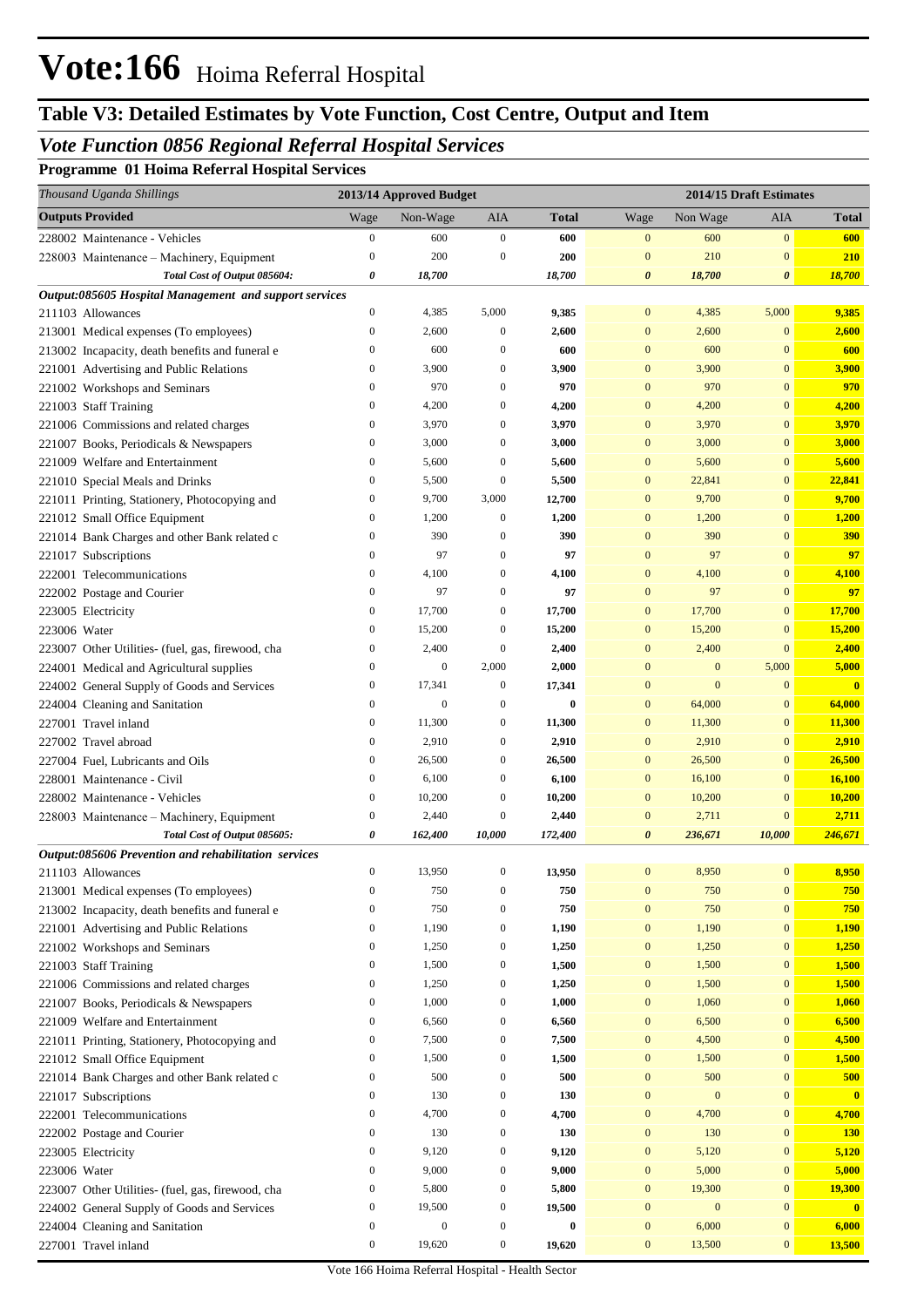# Vote:166 Hoima Referral Hospital

## Table V3: Detailed Estimates by Vote Function, Cost Centre, Output and Item

### *Vote Function 0856 Regional Referral Hospital Services*

**Programme 01 Hoima Referral Hospital Services**

| *Thousand Uganda Shillings* | 2013/14 Approved Budget | | | | 2014/15 Draft Estimates | | | |
|---|---|---|---|---|---|---|---|---|
| **Outputs Provided** | Wage | Non-Wage | AIA | Total | Wage | Non Wage | AIA | Total |
| 228002 Maintenance - Vehicles | 0 | 600 | 0 | **600** | 0 | 600 | 0 | **600** |
| 228003 Maintenance – Machinery, Equipment | 0 | 200 | 0 | **200** | 0 | 210 | 0 | **210** |
| *Total Cost of Output 085604:* | *0* | *18,700* | | *18,700* | *0* | *18,700* | *0* | *18,700* |
| ***Output:085605 Hospital Management and support services*** | | | | | | | | |
| 211103 Allowances | 0 | 4,385 | 5,000 | **9,385** | 0 | 4,385 | 5,000 | **9,385** |
| 213001 Medical expenses (To employees) | 0 | 2,600 | 0 | **2,600** | 0 | 2,600 | 0 | **2,600** |
| 213002 Incapacity, death benefits and funeral e | 0 | 600 | 0 | **600** | 0 | 600 | 0 | **600** |
| 221001 Advertising and Public Relations | 0 | 3,900 | 0 | **3,900** | 0 | 3,900 | 0 | **3,900** |
| 221002 Workshops and Seminars | 0 | 970 | 0 | **970** | 0 | 970 | 0 | **970** |
| 221003 Staff Training | 0 | 4,200 | 0 | **4,200** | 0 | 4,200 | 0 | **4,200** |
| 221006 Commissions and related charges | 0 | 3,970 | 0 | **3,970** | 0 | 3,970 | 0 | **3,970** |
| 221007 Books, Periodicals & Newspapers | 0 | 3,000 | 0 | **3,000** | 0 | 3,000 | 0 | **3,000** |
| 221009 Welfare and Entertainment | 0 | 5,600 | 0 | **5,600** | 0 | 5,600 | 0 | **5,600** |
| 221010 Special Meals and Drinks | 0 | 5,500 | 0 | **5,500** | 0 | 22,841 | 0 | **22,841** |
| 221011 Printing, Stationery, Photocopying and | 0 | 9,700 | 3,000 | **12,700** | 0 | 9,700 | 0 | **9,700** |
| 221012 Small Office Equipment | 0 | 1,200 | 0 | **1,200** | 0 | 1,200 | 0 | **1,200** |
| 221014 Bank Charges and other Bank related c | 0 | 390 | 0 | **390** | 0 | 390 | 0 | **390** |
| 221017 Subscriptions | 0 | 97 | 0 | **97** | 0 | 97 | 0 | **97** |
| 222001 Telecommunications | 0 | 4,100 | 0 | **4,100** | 0 | 4,100 | 0 | **4,100** |
| 222002 Postage and Courier | 0 | 97 | 0 | **97** | 0 | 97 | 0 | **97** |
| 223005 Electricity | 0 | 17,700 | 0 | **17,700** | 0 | 17,700 | 0 | **17,700** |
| 223006 Water | 0 | 15,200 | 0 | **15,200** | 0 | 15,200 | 0 | **15,200** |
| 223007 Other Utilities- (fuel, gas, firewood, cha | 0 | 2,400 | 0 | **2,400** | 0 | 2,400 | 0 | **2,400** |
| 224001 Medical and Agricultural supplies | 0 | 0 | 2,000 | **2,000** | 0 | 0 | 5,000 | **5,000** |
| 224002 General Supply of Goods and Services | 0 | 17,341 | 0 | **17,341** | 0 | 0 | 0 | **0** |
| 224004 Cleaning and Sanitation | 0 | 0 | 0 | **0** | 0 | 64,000 | 0 | **64,000** |
| 227001 Travel inland | 0 | 11,300 | 0 | **11,300** | 0 | 11,300 | 0 | **11,300** |
| 227002 Travel abroad | 0 | 2,910 | 0 | **2,910** | 0 | 2,910 | 0 | **2,910** |
| 227004 Fuel, Lubricants and Oils | 0 | 26,500 | 0 | **26,500** | 0 | 26,500 | 0 | **26,500** |
| 228001 Maintenance - Civil | 0 | 6,100 | 0 | **6,100** | 0 | 16,100 | 0 | **16,100** |
| 228002 Maintenance - Vehicles | 0 | 10,200 | 0 | **10,200** | 0 | 10,200 | 0 | **10,200** |
| 228003 Maintenance – Machinery, Equipment | 0 | 2,440 | 0 | **2,440** | 0 | 2,711 | 0 | **2,711** |
| *Total Cost of Output 085605:* | *0* | *162,400* | *10,000* | *172,400* | *0* | *236,671* | *10,000* | *246,671* |
| ***Output:085606 Prevention and rehabilitation services*** | | | | | | | | |
| 211103 Allowances | 0 | 13,950 | 0 | **13,950** | 0 | 8,950 | 0 | **8,950** |
| 213001 Medical expenses (To employees) | 0 | 750 | 0 | **750** | 0 | 750 | 0 | **750** |
| 213002 Incapacity, death benefits and funeral e | 0 | 750 | 0 | **750** | 0 | 750 | 0 | **750** |
| 221001 Advertising and Public Relations | 0 | 1,190 | 0 | **1,190** | 0 | 1,190 | 0 | **1,190** |
| 221002 Workshops and Seminars | 0 | 1,250 | 0 | **1,250** | 0 | 1,250 | 0 | **1,250** |
| 221003 Staff Training | 0 | 1,500 | 0 | **1,500** | 0 | 1,500 | 0 | **1,500** |
| 221006 Commissions and related charges | 0 | 1,250 | 0 | **1,250** | 0 | 1,500 | 0 | **1,500** |
| 221007 Books, Periodicals & Newspapers | 0 | 1,000 | 0 | **1,000** | 0 | 1,060 | 0 | **1,060** |
| 221009 Welfare and Entertainment | 0 | 6,560 | 0 | **6,560** | 0 | 6,500 | 0 | **6,500** |
| 221011 Printing, Stationery, Photocopying and | 0 | 7,500 | 0 | **7,500** | 0 | 4,500 | 0 | **4,500** |
| 221012 Small Office Equipment | 0 | 1,500 | 0 | **1,500** | 0 | 1,500 | 0 | **1,500** |
| 221014 Bank Charges and other Bank related c | 0 | 500 | 0 | **500** | 0 | 500 | 0 | **500** |
| 221017 Subscriptions | 0 | 130 | 0 | **130** | 0 | 0 | 0 | **0** |
| 222001 Telecommunications | 0 | 4,700 | 0 | **4,700** | 0 | 4,700 | 0 | **4,700** |
| 222002 Postage and Courier | 0 | 130 | 0 | **130** | 0 | 130 | 0 | **130** |
| 223005 Electricity | 0 | 9,120 | 0 | **9,120** | 0 | 5,120 | 0 | **5,120** |
| 223006 Water | 0 | 9,000 | 0 | **9,000** | 0 | 5,000 | 0 | **5,000** |
| 223007 Other Utilities- (fuel, gas, firewood, cha | 0 | 5,800 | 0 | **5,800** | 0 | 19,300 | 0 | **19,300** |
| 224002 General Supply of Goods and Services | 0 | 19,500 | 0 | **19,500** | 0 | 0 | 0 | **0** |
| 224004 Cleaning and Sanitation | 0 | 0 | 0 | **0** | 0 | 6,000 | 0 | **6,000** |
| 227001 Travel inland | 0 | 19,620 | 0 | **19,620** | 0 | 13,500 | 0 | **13,500** |

Vote 166 Hoima Referral Hospital - Health Sector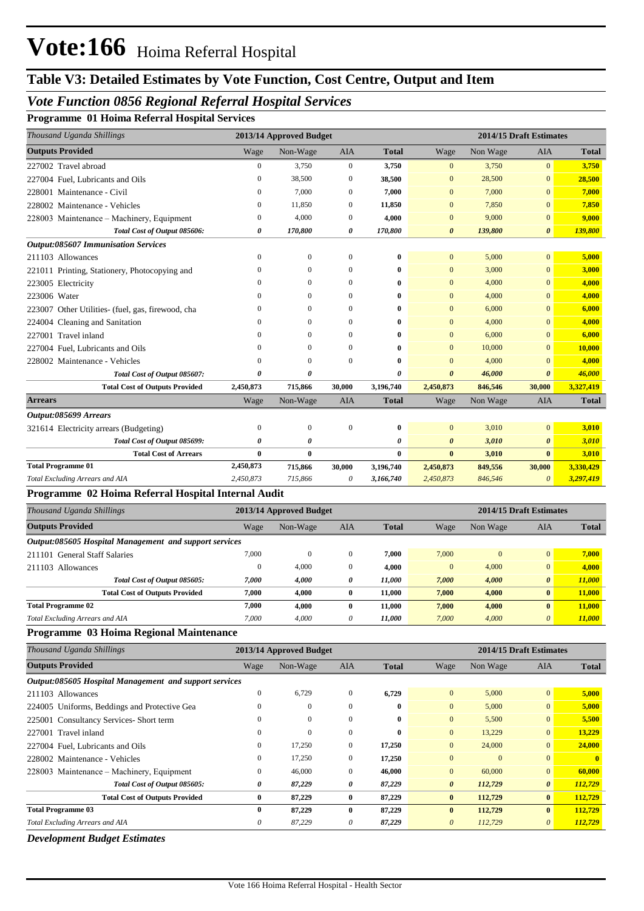# Vote:166 Hoima Referral Hospital

## Table V3: Detailed Estimates by Vote Function, Cost Centre, Output and Item

### *Vote Function 0856 Regional Referral Hospital Services*

**Programme 01 Hoima Referral Hospital Services**

| *Thousand Uganda Shillings* | 2013/14 Approved Budget | | | | 2014/15 Draft Estimates | | | |
|---|---|---|---|---|---|---|---|---|
| **Outputs Provided** | Wage | Non-Wage | AIA | **Total** | Wage | Non Wage | AIA | **Total** |
| 227002 Travel abroad | 0 | 3,750 | 0 | **3,750** | 0 | 3,750 | 0 | **3,750** |
| 227004 Fuel, Lubricants and Oils | 0 | 38,500 | 0 | **38,500** | 0 | 28,500 | 0 | **28,500** |
| 228001 Maintenance - Civil | 0 | 7,000 | 0 | **7,000** | 0 | 7,000 | 0 | **7,000** |
| 228002 Maintenance - Vehicles | 0 | 11,850 | 0 | **11,850** | 0 | 7,850 | 0 | **7,850** |
| 228003 Maintenance – Machinery, Equipment | 0 | 4,000 | 0 | **4,000** | 0 | 9,000 | 0 | **9,000** |
| *Total Cost of Output 085606:* | *0* | *170,800* | *0* | *170,800* | *0* | *139,800* | *0* | *139,800* |
| ***Output:085607 Immunisation Services*** | | | | | | | | |
| 211103 Allowances | 0 | 0 | 0 | **0** | 0 | 5,000 | 0 | **5,000** |
| 221011 Printing, Stationery, Photocopying and | 0 | 0 | 0 | **0** | 0 | 3,000 | 0 | **3,000** |
| 223005 Electricity | 0 | 0 | 0 | **0** | 0 | 4,000 | 0 | **4,000** |
| 223006 Water | 0 | 0 | 0 | **0** | 0 | 4,000 | 0 | **4,000** |
| 223007 Other Utilities- (fuel, gas, firewood, cha | 0 | 0 | 0 | **0** | 0 | 6,000 | 0 | **6,000** |
| 224004 Cleaning and Sanitation | 0 | 0 | 0 | **0** | 0 | 4,000 | 0 | **4,000** |
| 227001 Travel inland | 0 | 0 | 0 | **0** | 0 | 6,000 | 0 | **6,000** |
| 227004 Fuel, Lubricants and Oils | 0 | 0 | 0 | **0** | 0 | 10,000 | 0 | **10,000** |
| 228002 Maintenance - Vehicles | 0 | 0 | 0 | **0** | 0 | 4,000 | 0 | **4,000** |
| *Total Cost of Output 085607:* | *0* | *0* | | *0* | *0* | *46,000* | *0* | *46,000* |
| **Total Cost of Outputs Provided** | **2,450,873** | **715,866** | **30,000** | **3,196,740** | **2,450,873** | **846,546** | **30,000** | **3,327,419** |
| **Arrears** | Wage | Non-Wage | AIA | **Total** | Wage | Non Wage | AIA | **Total** |
| ***Output:085699 Arrears*** | | | | | | | | |
| 321614 Electricity arrears (Budgeting) | 0 | 0 | 0 | **0** | 0 | 3,010 | 0 | **3,010** |
| *Total Cost of Output 085699:* | *0* | *0* | | *0* | *0* | *3,010* | *0* | *3,010* |
| **Total Cost of Arrears** | **0** | **0** | | **0** | **0** | **3,010** | **0** | **3,010** |
| **Total Programme 01** | **2,450,873** | **715,866** | **30,000** | **3,196,740** | **2,450,873** | **849,556** | **30,000** | **3,330,429** |
| *Total Excluding Arrears and AIA* | *2,450,873* | *715,866* | *0* | *3,166,740* | *2,450,873* | *846,546* | *0* | *3,297,419* |

**Programme 02 Hoima Referral Hospital Internal Audit**

| *Thousand Uganda Shillings* | 2013/14 Approved Budget | | | | 2014/15 Draft Estimates | | | |
|---|---|---|---|---|---|---|---|---|
| **Outputs Provided** | Wage | Non-Wage | AIA | **Total** | Wage | Non Wage | AIA | **Total** |
| ***Output:085605 Hospital Management and support services*** | | | | | | | | |
| 211101 General Staff Salaries | 7,000 | 0 | 0 | **7,000** | 7,000 | 0 | 0 | **7,000** |
| 211103 Allowances | 0 | 4,000 | 0 | **4,000** | 0 | 4,000 | 0 | **4,000** |
| *Total Cost of Output 085605:* | *7,000* | *4,000* | *0* | *11,000* | *7,000* | *4,000* | *0* | *11,000* |
| **Total Cost of Outputs Provided** | **7,000** | **4,000** | **0** | **11,000** | **7,000** | **4,000** | **0** | **11,000** |
| **Total Programme 02** | **7,000** | **4,000** | **0** | **11,000** | **7,000** | **4,000** | **0** | **11,000** |
| *Total Excluding Arrears and AIA* | *7,000* | *4,000* | *0* | *11,000* | *7,000* | *4,000* | *0* | *11,000* |

**Programme 03 Hoima Regional Maintenance**

| *Thousand Uganda Shillings* | 2013/14 Approved Budget | | | | 2014/15 Draft Estimates | | | |
|---|---|---|---|---|---|---|---|---|
| **Outputs Provided** | Wage | Non-Wage | AIA | **Total** | Wage | Non Wage | AIA | **Total** |
| ***Output:085605 Hospital Management and support services*** | | | | | | | | |
| 211103 Allowances | 0 | 6,729 | 0 | **6,729** | 0 | 5,000 | 0 | **5,000** |
| 224005 Uniforms, Beddings and Protective Gea | 0 | 0 | 0 | **0** | 0 | 5,000 | 0 | **5,000** |
| 225001 Consultancy Services- Short term | 0 | 0 | 0 | **0** | 0 | 5,500 | 0 | **5,500** |
| 227001 Travel inland | 0 | 0 | 0 | **0** | 0 | 13,229 | 0 | **13,229** |
| 227004 Fuel, Lubricants and Oils | 0 | 17,250 | 0 | **17,250** | 0 | 24,000 | 0 | **24,000** |
| 228002 Maintenance - Vehicles | 0 | 17,250 | 0 | **17,250** | 0 | 0 | 0 | **0** |
| 228003 Maintenance – Machinery, Equipment | 0 | 46,000 | 0 | **46,000** | 0 | 60,000 | 0 | **60,000** |
| *Total Cost of Output 085605:* | *0* | *87,229* | *0* | *87,229* | *0* | *112,729* | *0* | *112,729* |
| **Total Cost of Outputs Provided** | **0** | **87,229** | **0** | **87,229** | **0** | **112,729** | **0** | **112,729** |
| **Total Programme 03** | **0** | **87,229** | **0** | **87,229** | **0** | **112,729** | **0** | **112,729** |
| *Total Excluding Arrears and AIA* | *0* | *87,229* | *0* | *87,229* | *0* | *112,729* | *0* | *112,729* |

***Development Budget Estimates***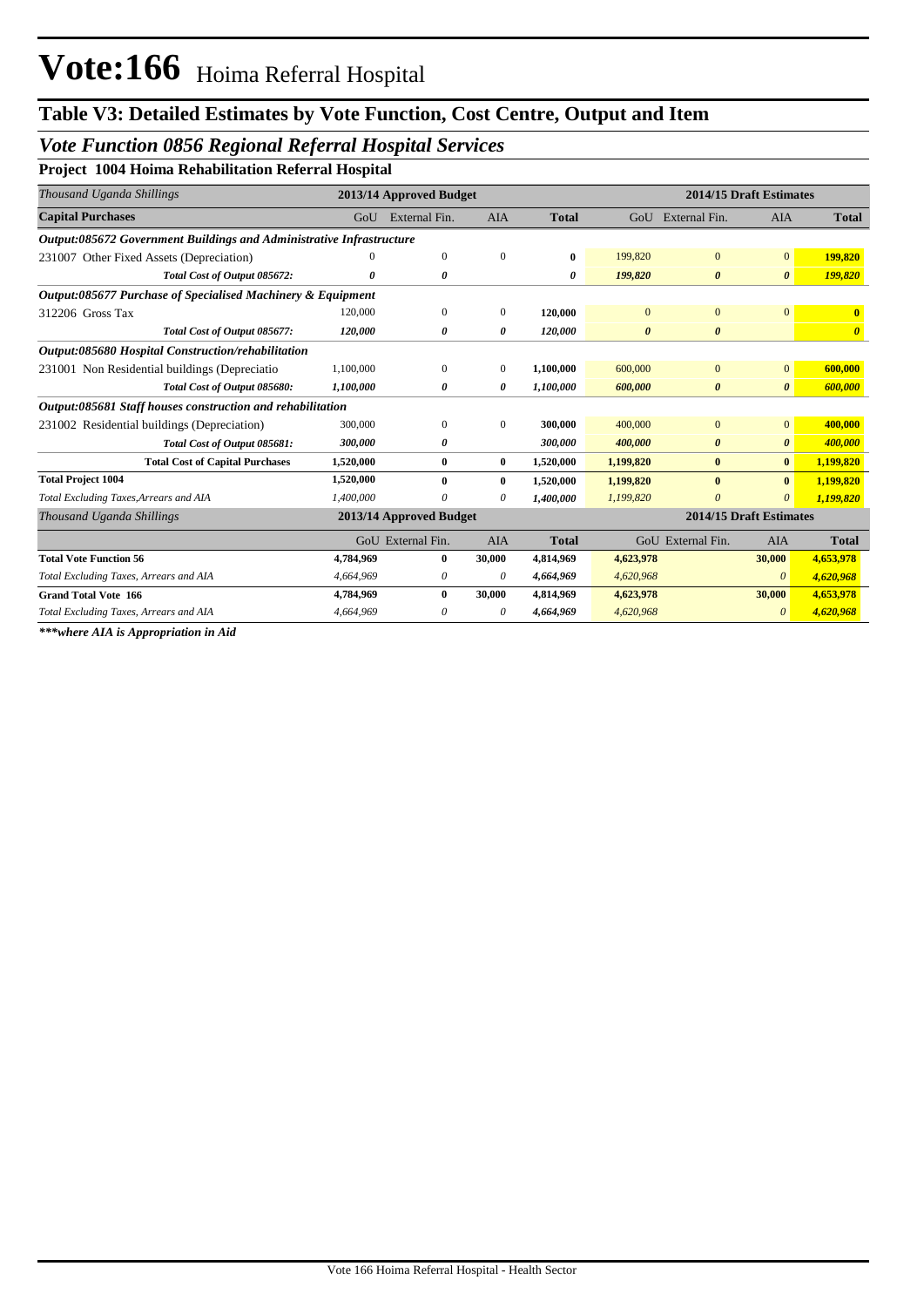# Vote:166 Hoima Referral Hospital

## Table V3: Detailed Estimates by Vote Function, Cost Centre, Output and Item

### *Vote Function 0856 Regional Referral Hospital Services*

#### Project 1004 Hoima Rehabilitation Referral Hospital

| *Thousand Uganda Shillings* | 2013/14 Approved Budget | | | | 2014/15 Draft Estimates | | | |
|---|---|---|---|---|---|---|---|---|
| **Capital Purchases** | GoU | External Fin. | AIA | **Total** | GoU | External Fin. | AIA | **Total** |
| ***Output:085672 Government Buildings and Administrative Infrastructure*** | | | | | | | | |
| 231007 Other Fixed Assets (Depreciation) | 0 | 0 | 0 | **0** | 199,820 | 0 | 0 | **199,820** |
| ***Total Cost of Output 085672:*** | ***0*** | ***0*** | | ***0*** | ***199,820*** | ***0*** | ***0*** | ***199,820*** |
| ***Output:085677 Purchase of Specialised Machinery & Equipment*** | | | | | | | | |
| 312206 Gross Tax | 120,000 | 0 | 0 | **120,000** | 0 | 0 | 0 | **0** |
| ***Total Cost of Output 085677:*** | ***120,000*** | ***0*** | ***0*** | ***120,000*** | ***0*** | ***0*** | | ***0*** |
| ***Output:085680 Hospital Construction/rehabilitation*** | | | | | | | | |
| 231001 Non Residential buildings (Depreciatio | 1,100,000 | 0 | 0 | **1,100,000** | 600,000 | 0 | 0 | **600,000** |
| ***Total Cost of Output 085680:*** | ***1,100,000*** | ***0*** | ***0*** | ***1,100,000*** | ***600,000*** | ***0*** | ***0*** | ***600,000*** |
| ***Output:085681 Staff houses construction and rehabilitation*** | | | | | | | | |
| 231002 Residential buildings (Depreciation) | 300,000 | 0 | 0 | **300,000** | 400,000 | 0 | 0 | **400,000** |
| ***Total Cost of Output 085681:*** | ***300,000*** | ***0*** | | ***300,000*** | ***400,000*** | ***0*** | ***0*** | ***400,000*** |
| **Total Cost of Capital Purchases** | **1,520,000** | **0** | **0** | **1,520,000** | **1,199,820** | **0** | **0** | **1,199,820** |
| **Total Project 1004** | **1,520,000** | **0** | **0** | **1,520,000** | **1,199,820** | **0** | **0** | **1,199,820** |
| *Total Excluding Taxes,Arrears and AIA* | *1,400,000* | *0* | *0* | ***1,400,000*** | *1,199,820* | *0* | *0* | ***1,199,820*** |

| *Thousand Uganda Shillings* | 2013/14 Approved Budget | | | | 2014/15 Draft Estimates | | | |
|---|---|---|---|---|---|---|---|---|
| | GoU | External Fin. | AIA | **Total** | GoU | External Fin. | AIA | **Total** |
| **Total Vote Function 56** | **4,784,969** | **0** | **30,000** | **4,814,969** | **4,623,978** | | **30,000** | **4,653,978** |
| *Total Excluding Taxes, Arrears and AIA* | *4,664,969* | *0* | *0* | ***4,664,969*** | *4,620,968* | | *0* | ***4,620,968*** |
| **Grand Total Vote 166** | **4,784,969** | **0** | **30,000** | **4,814,969** | **4,623,978** | | **30,000** | **4,653,978** |
| *Total Excluding Taxes, Arrears and AIA* | *4,664,969* | *0* | *0* | ***4,664,969*** | *4,620,968* | | *0* | ***4,620,968*** |

***\*\*\*where AIA is Appropriation in Aid***